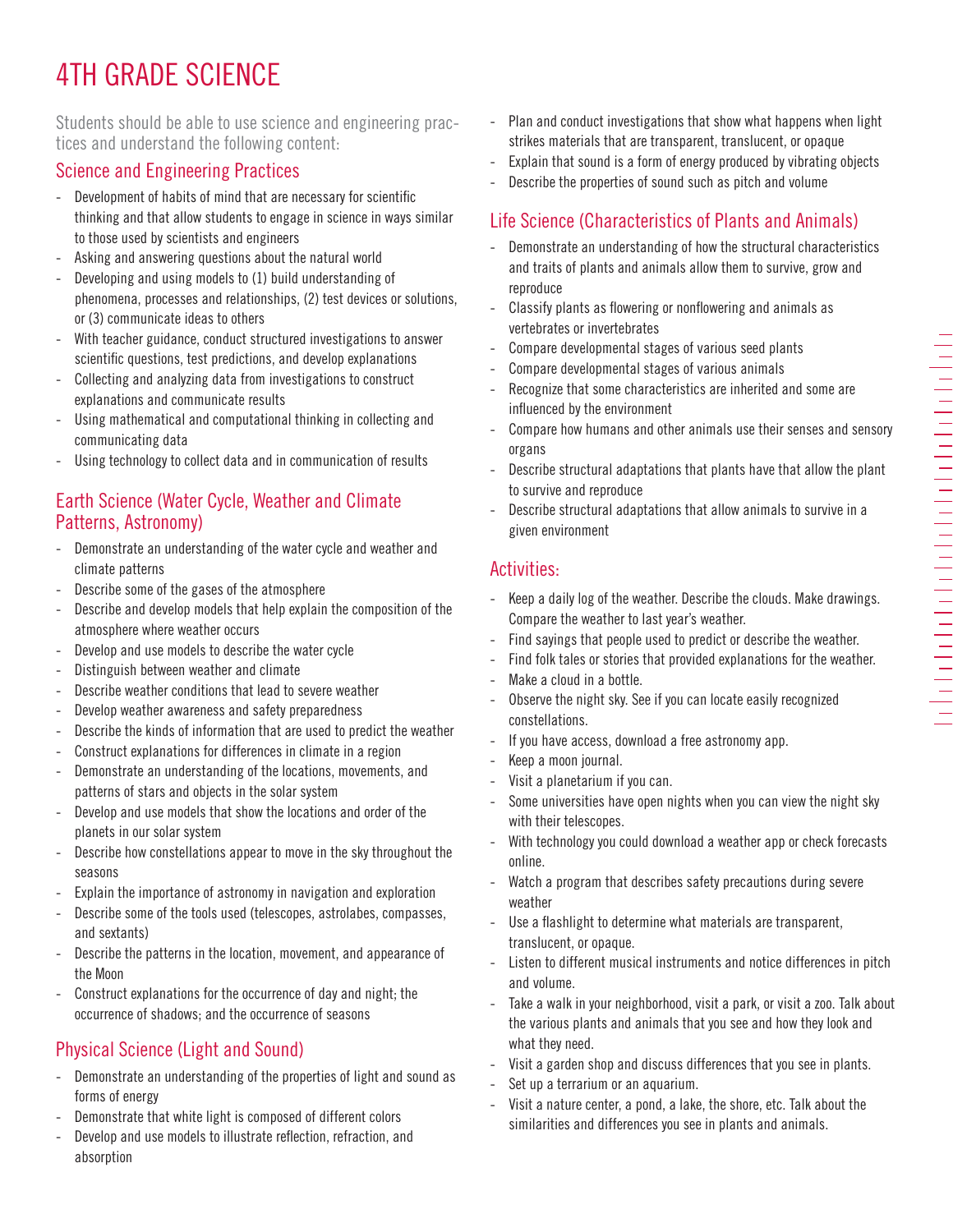# 4TH GRADE SCIENCE

Students should be able to use science and engineering practices and understand the following content:

## Science and Engineering Practices

- Development of habits of mind that are necessary for scientific thinking and that allow students to engage in science in ways similar to those used by scientists and engineers
- Asking and answering questions about the natural world
- Developing and using models to (1) build understanding of phenomena, processes and relationships, (2) test devices or solutions, or (3) communicate ideas to others
- With teacher guidance, conduct structured investigations to answer scientific questions, test predictions, and develop explanations
- Collecting and analyzing data from investigations to construct explanations and communicate results
- Using mathematical and computational thinking in collecting and communicating data
- Using technology to collect data and in communication of results

## Earth Science (Water Cycle, Weather and Climate Patterns, Astronomy)

- Demonstrate an understanding of the water cycle and weather and climate patterns
- Describe some of the gases of the atmosphere
- Describe and develop models that help explain the composition of the atmosphere where weather occurs
- Develop and use models to describe the water cycle
- Distinguish between weather and climate
- Describe weather conditions that lead to severe weather
- Develop weather awareness and safety preparedness
- Describe the kinds of information that are used to predict the weather
- Construct explanations for differences in climate in a region
- Demonstrate an understanding of the locations, movements, and patterns of stars and objects in the solar system
- Develop and use models that show the locations and order of the planets in our solar system
- Describe how constellations appear to move in the sky throughout the seasons
- Explain the importance of astronomy in navigation and exploration
- Describe some of the tools used (telescopes, astrolabes, compasses, and sextants)
- Describe the patterns in the location, movement, and appearance of the Moon
- Construct explanations for the occurrence of day and night; the occurrence of shadows; and the occurrence of seasons

## Physical Science (Light and Sound)

- Demonstrate an understanding of the properties of light and sound as forms of energy
- Demonstrate that white light is composed of different colors
- Develop and use models to illustrate reflection, refraction, and absorption
- Plan and conduct investigations that show what happens when light strikes materials that are transparent, translucent, or opaque
- Explain that sound is a form of energy produced by vibrating objects
- Describe the properties of sound such as pitch and volume

## Life Science (Characteristics of Plants and Animals)

- Demonstrate an understanding of how the structural characteristics and traits of plants and animals allow them to survive, grow and reproduce
- Classify plants as flowering or nonflowering and animals as vertebrates or invertebrates
- Compare developmental stages of various seed plants
- Compare developmental stages of various animals
- Recognize that some characteristics are inherited and some are influenced by the environment
- Compare how humans and other animals use their senses and sensory organs
- Describe structural adaptations that plants have that allow the plant to survive and reproduce
- Describe structural adaptations that allow animals to survive in a given environment

## Activities:

- Keep a daily log of the weather. Describe the clouds. Make drawings. Compare the weather to last year's weather.
- Find sayings that people used to predict or describe the weather.
- Find folk tales or stories that provided explanations for the weather.
- Make a cloud in a bottle.
- Observe the night sky. See if you can locate easily recognized constellations.
- If you have access, download a free astronomy app.
- Keep a moon journal.
- Visit a planetarium if you can.
- Some universities have open nights when you can view the night sky with their telescopes.
- With technology you could download a weather app or check forecasts online.
- Watch a program that describes safety precautions during severe weather
- Use a flashlight to determine what materials are transparent, translucent, or opaque.
- Listen to different musical instruments and notice differences in pitch and volume.
- Take a walk in your neighborhood, visit a park, or visit a zoo. Talk about the various plants and animals that you see and how they look and what they need.
- Visit a garden shop and discuss differences that you see in plants.
- Set up a terrarium or an aquarium.
- Visit a nature center, a pond, a lake, the shore, etc. Talk about the similarities and differences you see in plants and animals.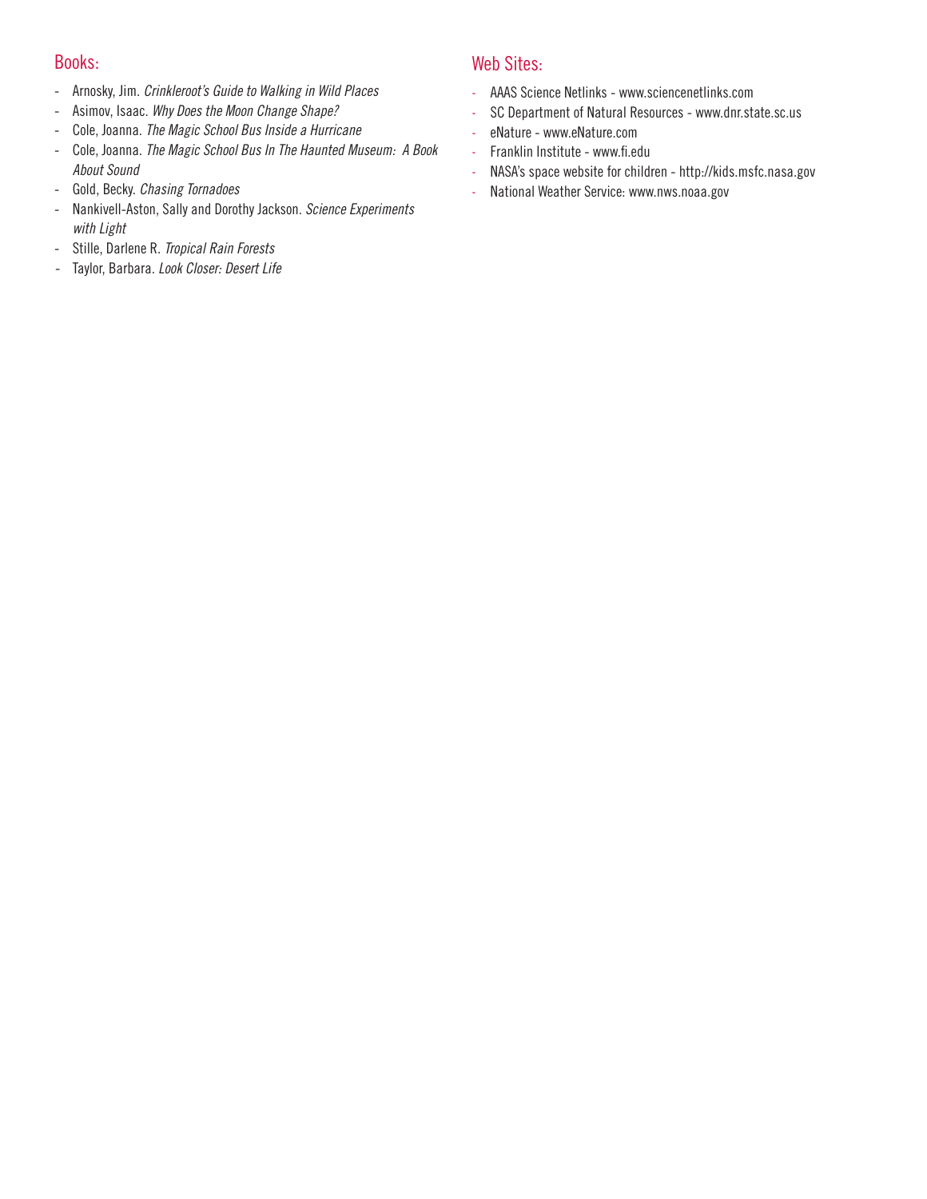## Books:

- Arnosky, Jim. *Crinkleroot's Guide to Walking in Wild Places*
- Asimov, Isaac. *Why Does the Moon Change Shape?*
- Cole, Joanna. *The Magic School Bus Inside a Hurricane*
- Cole, Joanna. *The Magic School Bus In The Haunted Museum: A Book About Sound*
- Gold, Becky. *Chasing Tornadoes*
- Nankivell-Aston, Sally and Dorothy Jackson. *Science Experiments with Light*
- Stille, Darlene R. *Tropical Rain Forests*
- Taylor, Barbara. *Look Closer: Desert Life*

## Web Sites:

- AAAS Science Netlinks - www.sciencenetlinks.com
- SC Department of Natural Resources - www.dnr.state.sc.us
- eNature - www.eNature.com
- Franklin Institute - www.fi.edu
- NASA's space website for children - http://kids.msfc.nasa.gov
- National Weather Service: www.nws.noaa.gov